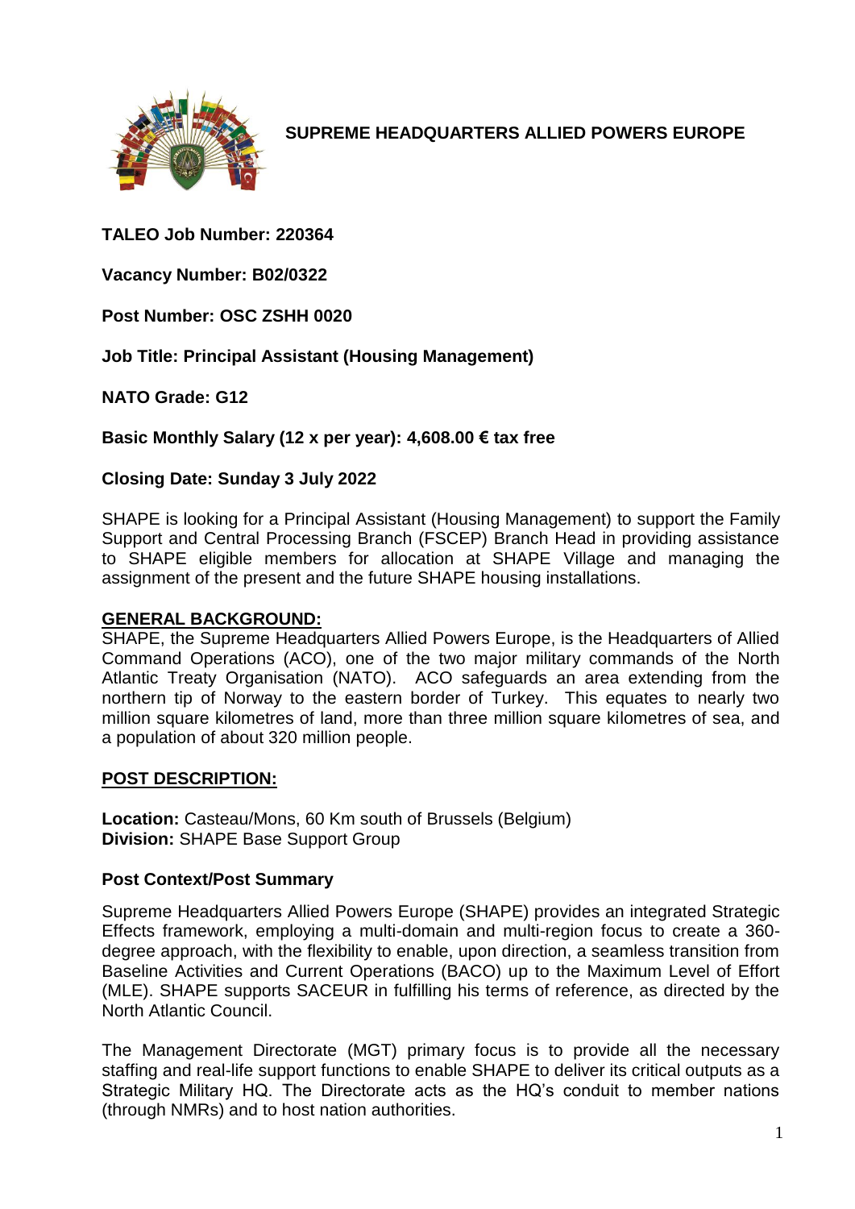# SUPREME HEADQUARTERS ALLIED POWERS EUROPE

**TALEO Job Number: 220364**

**Vacancy Number: B02/0322**

**Post Number: OSC ZSHH 0020**

**Job Title: Principal Assistant (Housing Management)**

**NATO Grade: G12**

**Basic Monthly Salary (12 x per year): 4,608.00 € tax free**

**Closing Date: Sunday 3 July 2022**

SHAPE is looking for a Principal Assistant (Housing Management) to support the Family Support and Central Processing Branch (FSCEP) Branch Head in providing assistance to SHAPE eligible members for allocation at SHAPE Village and managing the assignment of the present and the future SHAPE housing installations.

## GENERAL BACKGROUND:

SHAPE, the Supreme Headquarters Allied Powers Europe, is the Headquarters of Allied Command Operations (ACO), one of the two major military commands of the North Atlantic Treaty Organisation (NATO). ACO safeguards an area extending from the northern tip of Norway to the eastern border of Turkey. This equates to nearly two million square kilometres of land, more than three million square kilometres of sea, and a population of about 320 million people.

## POST DESCRIPTION:

**Location:** Casteau/Mons, 60 Km south of Brussels (Belgium)
**Division:** SHAPE Base Support Group

### Post Context/Post Summary

Supreme Headquarters Allied Powers Europe (SHAPE) provides an integrated Strategic Effects framework, employing a multi-domain and multi-region focus to create a 360-degree approach, with the flexibility to enable, upon direction, a seamless transition from Baseline Activities and Current Operations (BACO) up to the Maximum Level of Effort (MLE). SHAPE supports SACEUR in fulfilling his terms of reference, as directed by the North Atlantic Council.

The Management Directorate (MGT) primary focus is to provide all the necessary staffing and real-life support functions to enable SHAPE to deliver its critical outputs as a Strategic Military HQ. The Directorate acts as the HQ's conduit to member nations (through NMRs) and to host nation authorities.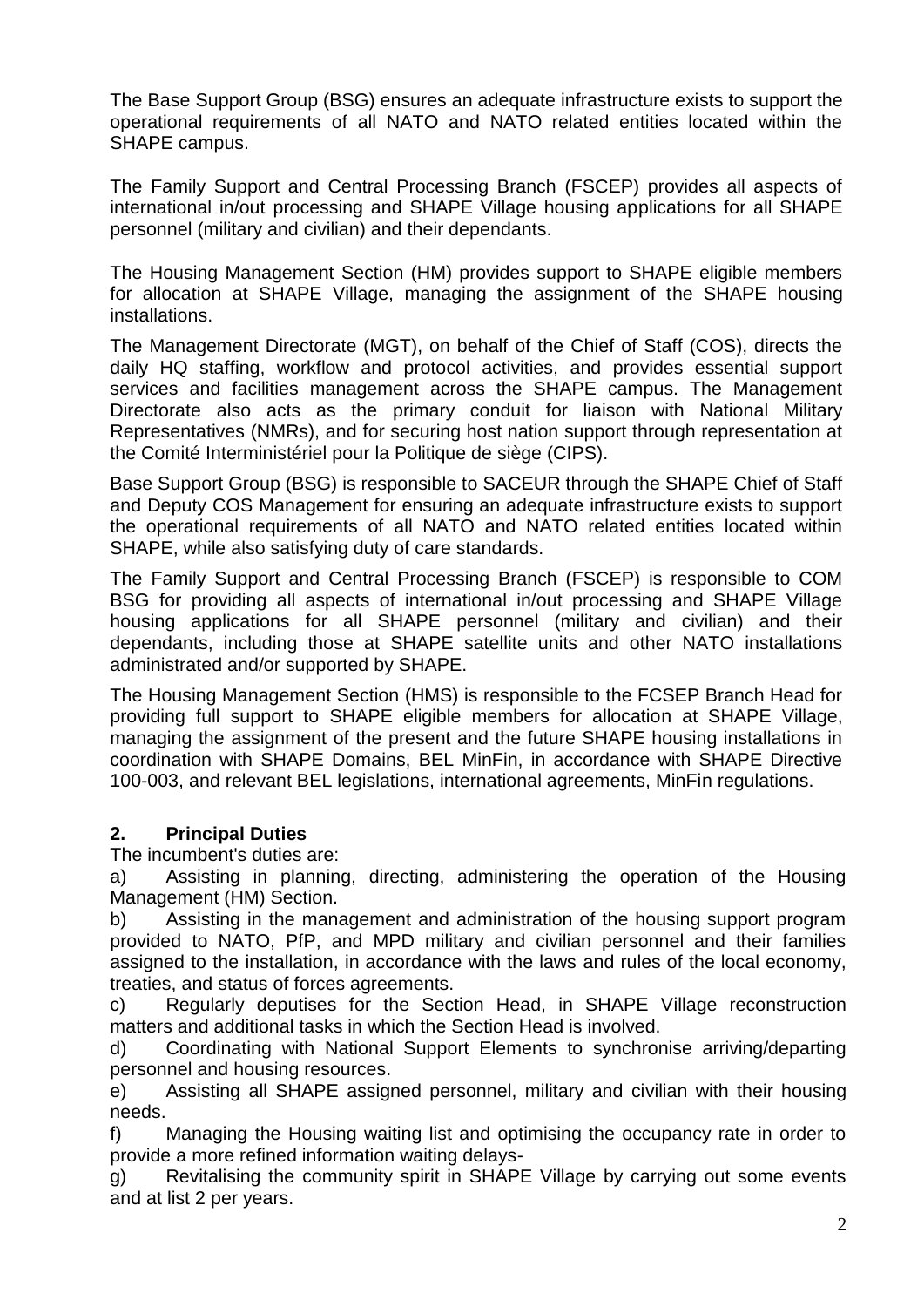The Base Support Group (BSG) ensures an adequate infrastructure exists to support the operational requirements of all NATO and NATO related entities located within the SHAPE campus.

The Family Support and Central Processing Branch (FSCEP) provides all aspects of international in/out processing and SHAPE Village housing applications for all SHAPE personnel (military and civilian) and their dependants.

The Housing Management Section (HM) provides support to SHAPE eligible members for allocation at SHAPE Village, managing the assignment of the SHAPE housing installations.

The Management Directorate (MGT), on behalf of the Chief of Staff (COS), directs the daily HQ staffing, workflow and protocol activities, and provides essential support services and facilities management across the SHAPE campus. The Management Directorate also acts as the primary conduit for liaison with National Military Representatives (NMRs), and for securing host nation support through representation at the Comité Interministériel pour la Politique de siège (CIPS).

Base Support Group (BSG) is responsible to SACEUR through the SHAPE Chief of Staff and Deputy COS Management for ensuring an adequate infrastructure exists to support the operational requirements of all NATO and NATO related entities located within SHAPE, while also satisfying duty of care standards.

The Family Support and Central Processing Branch (FSCEP) is responsible to COM BSG for providing all aspects of international in/out processing and SHAPE Village housing applications for all SHAPE personnel (military and civilian) and their dependants, including those at SHAPE satellite units and other NATO installations administrated and/or supported by SHAPE.

The Housing Management Section (HMS) is responsible to the FCSEP Branch Head for providing full support to SHAPE eligible members for allocation at SHAPE Village, managing the assignment of the present and the future SHAPE housing installations in coordination with SHAPE Domains, BEL MinFin, in accordance with SHAPE Directive 100-003, and relevant BEL legislations, international agreements, MinFin regulations.

## 2. Principal Duties

The incumbent's duties are:

a) Assisting in planning, directing, administering the operation of the Housing Management (HM) Section.

b) Assisting in the management and administration of the housing support program provided to NATO, PfP, and MPD military and civilian personnel and their families assigned to the installation, in accordance with the laws and rules of the local economy, treaties, and status of forces agreements.

c) Regularly deputises for the Section Head, in SHAPE Village reconstruction matters and additional tasks in which the Section Head is involved.

d) Coordinating with National Support Elements to synchronise arriving/departing personnel and housing resources.

e) Assisting all SHAPE assigned personnel, military and civilian with their housing needs.

f) Managing the Housing waiting list and optimising the occupancy rate in order to provide a more refined information waiting delays-

g) Revitalising the community spirit in SHAPE Village by carrying out some events and at list 2 per years.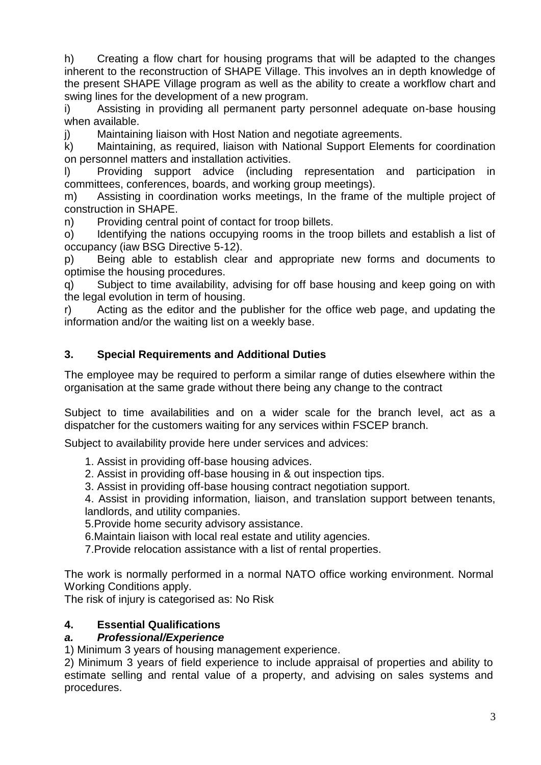h) Creating a flow chart for housing programs that will be adapted to the changes inherent to the reconstruction of SHAPE Village. This involves an in depth knowledge of the present SHAPE Village program as well as the ability to create a workflow chart and swing lines for the development of a new program.

i) Assisting in providing all permanent party personnel adequate on-base housing when available.

j) Maintaining liaison with Host Nation and negotiate agreements.

k) Maintaining, as required, liaison with National Support Elements for coordination on personnel matters and installation activities.

l) Providing support advice (including representation and participation in committees, conferences, boards, and working group meetings).

m) Assisting in coordination works meetings, In the frame of the multiple project of construction in SHAPE.

n) Providing central point of contact for troop billets.

o) Identifying the nations occupying rooms in the troop billets and establish a list of occupancy (iaw BSG Directive 5-12).

p) Being able to establish clear and appropriate new forms and documents to optimise the housing procedures.

q) Subject to time availability, advising for off base housing and keep going on with the legal evolution in term of housing.

r) Acting as the editor and the publisher for the office web page, and updating the information and/or the waiting list on a weekly base.

## 3. Special Requirements and Additional Duties

The employee may be required to perform a similar range of duties elsewhere within the organisation at the same grade without there being any change to the contract

Subject to time availabilities and on a wider scale for the branch level, act as a dispatcher for the customers waiting for any services within FSCEP branch.

Subject to availability provide here under services and advices:

1. Assist in providing off-base housing advices.
2. Assist in providing off-base housing in & out inspection tips.
3. Assist in providing off-base housing contract negotiation support.
4. Assist in providing information, liaison, and translation support between tenants, landlords, and utility companies.
5. Provide home security advisory assistance.
6. Maintain liaison with local real estate and utility agencies.
7. Provide relocation assistance with a list of rental properties.

The work is normally performed in a normal NATO office working environment. Normal Working Conditions apply.

The risk of injury is categorised as: No Risk

## 4. Essential Qualifications

### *a. Professional/Experience*

1) Minimum 3 years of housing management experience.

2) Minimum 3 years of field experience to include appraisal of properties and ability to estimate selling and rental value of a property, and advising on sales systems and procedures.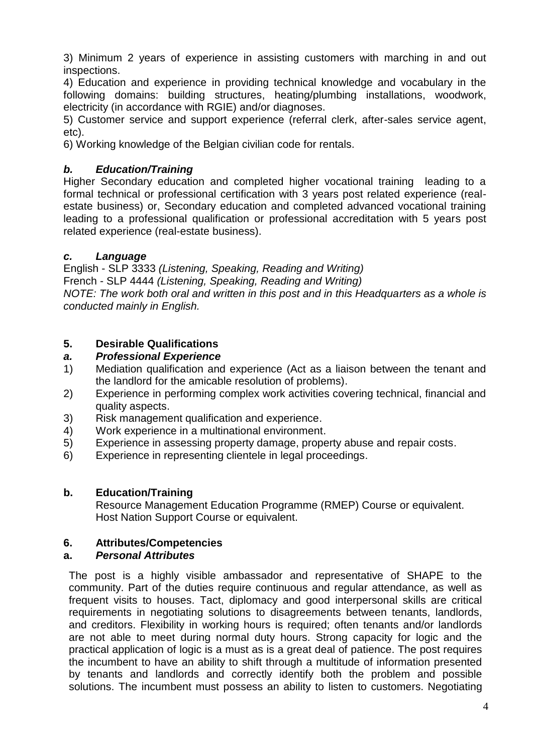3) Minimum 2 years of experience in assisting customers with marching in and out inspections.

4) Education and experience in providing technical knowledge and vocabulary in the following domains: building structures, heating/plumbing installations, woodwork, electricity (in accordance with RGIE) and/or diagnoses.

5) Customer service and support experience (referral clerk, after-sales service agent, etc).

6) Working knowledge of the Belgian civilian code for rentals.

### *b. Education/Training*

Higher Secondary education and completed higher vocational training leading to a formal technical or professional certification with 3 years post related experience (real-estate business) or, Secondary education and completed advanced vocational training leading to a professional qualification or professional accreditation with 5 years post related experience (real-estate business).

### *c. Language*

English - SLP 3333 *(Listening, Speaking, Reading and Writing)*
French - SLP 4444 *(Listening, Speaking, Reading and Writing)*
*NOTE: The work both oral and written in this post and in this Headquarters as a whole is conducted mainly in English.*

## 5. Desirable Qualifications

### *a. Professional Experience*

1) Mediation qualification and experience (Act as a liaison between the tenant and the landlord for the amicable resolution of problems).
2) Experience in performing complex work activities covering technical, financial and quality aspects.
3) Risk management qualification and experience.
4) Work experience in a multinational environment.
5) Experience in assessing property damage, property abuse and repair costs.
6) Experience in representing clientele in legal proceedings.

### b. Education/Training

Resource Management Education Programme (RMEP) Course or equivalent.
Host Nation Support Course or equivalent.

## 6. Attributes/Competencies

### a. *Personal Attributes*

The post is a highly visible ambassador and representative of SHAPE to the community. Part of the duties require continuous and regular attendance, as well as frequent visits to houses. Tact, diplomacy and good interpersonal skills are critical requirements in negotiating solutions to disagreements between tenants, landlords, and creditors. Flexibility in working hours is required; often tenants and/or landlords are not able to meet during normal duty hours. Strong capacity for logic and the practical application of logic is a must as is a great deal of patience. The post requires the incumbent to have an ability to shift through a multitude of information presented by tenants and landlords and correctly identify both the problem and possible solutions. The incumbent must possess an ability to listen to customers. Negotiating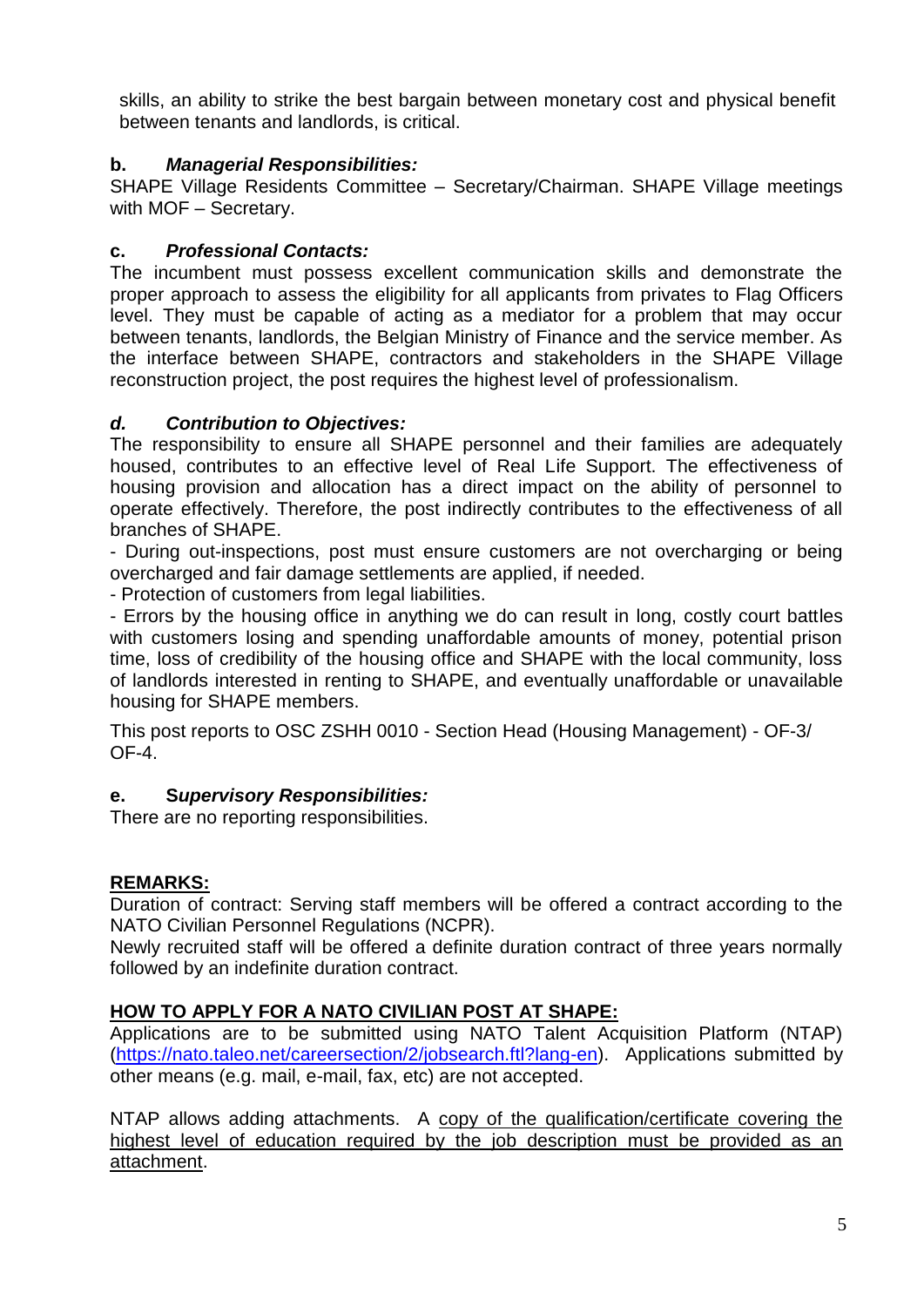skills, an ability to strike the best bargain between monetary cost and physical benefit between tenants and landlords, is critical.

**b. *Managerial Responsibilities:***
SHAPE Village Residents Committee – Secretary/Chairman. SHAPE Village meetings with MOF – Secretary.

**c. *Professional Contacts:***
The incumbent must possess excellent communication skills and demonstrate the proper approach to assess the eligibility for all applicants from privates to Flag Officers level. They must be capable of acting as a mediator for a problem that may occur between tenants, landlords, the Belgian Ministry of Finance and the service member. As the interface between SHAPE, contractors and stakeholders in the SHAPE Village reconstruction project, the post requires the highest level of professionalism.

***d. Contribution to Objectives:***
The responsibility to ensure all SHAPE personnel and their families are adequately housed, contributes to an effective level of Real Life Support. The effectiveness of housing provision and allocation has a direct impact on the ability of personnel to operate effectively. Therefore, the post indirectly contributes to the effectiveness of all branches of SHAPE.
- During out-inspections, post must ensure customers are not overcharging or being overcharged and fair damage settlements are applied, if needed.
- Protection of customers from legal liabilities.
- Errors by the housing office in anything we do can result in long, costly court battles with customers losing and spending unaffordable amounts of money, potential prison time, loss of credibility of the housing office and SHAPE with the local community, loss of landlords interested in renting to SHAPE, and eventually unaffordable or unavailable housing for SHAPE members.

This post reports to OSC ZSHH 0010 - Section Head (Housing Management) - OF-3/ OF-4.

**e. *Supervisory Responsibilities:***
There are no reporting responsibilities.

**REMARKS:**
Duration of contract: Serving staff members will be offered a contract according to the NATO Civilian Personnel Regulations (NCPR).
Newly recruited staff will be offered a definite duration contract of three years normally followed by an indefinite duration contract.

**HOW TO APPLY FOR A NATO CIVILIAN POST AT SHAPE:**
Applications are to be submitted using NATO Talent Acquisition Platform (NTAP) (https://nato.taleo.net/careersection/2/jobsearch.ftl?lang-en). Applications submitted by other means (e.g. mail, e-mail, fax, etc) are not accepted.

NTAP allows adding attachments. A copy of the qualification/certificate covering the highest level of education required by the job description must be provided as an attachment.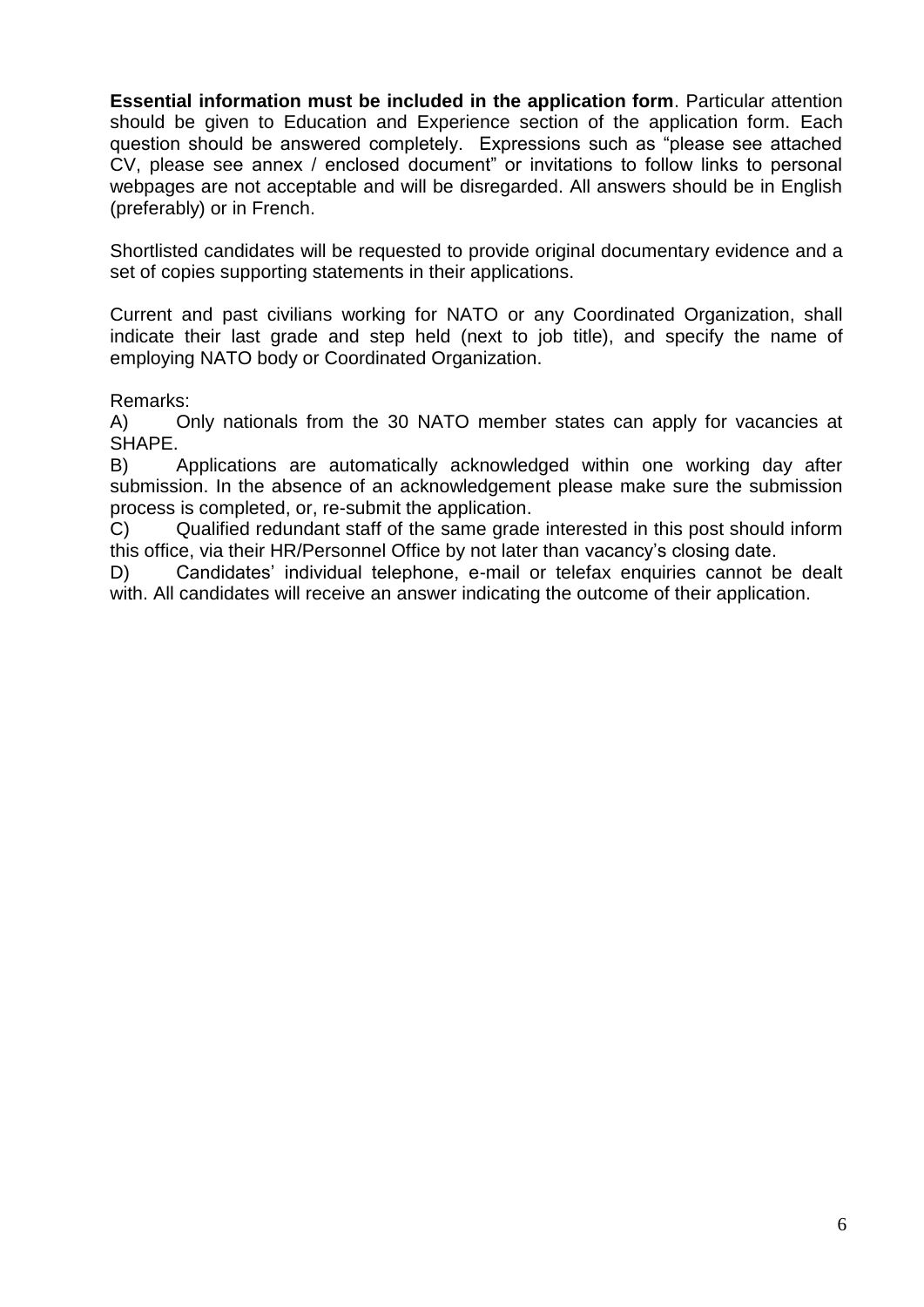**Essential information must be included in the application form**. Particular attention should be given to Education and Experience section of the application form. Each question should be answered completely. Expressions such as "please see attached CV, please see annex / enclosed document" or invitations to follow links to personal webpages are not acceptable and will be disregarded. All answers should be in English (preferably) or in French.

Shortlisted candidates will be requested to provide original documentary evidence and a set of copies supporting statements in their applications.

Current and past civilians working for NATO or any Coordinated Organization, shall indicate their last grade and step held (next to job title), and specify the name of employing NATO body or Coordinated Organization.

Remarks:

A) Only nationals from the 30 NATO member states can apply for vacancies at SHAPE.

B) Applications are automatically acknowledged within one working day after submission. In the absence of an acknowledgement please make sure the submission process is completed, or, re-submit the application.

C) Qualified redundant staff of the same grade interested in this post should inform this office, via their HR/Personnel Office by not later than vacancy's closing date.

D) Candidates' individual telephone, e-mail or telefax enquiries cannot be dealt with. All candidates will receive an answer indicating the outcome of their application.